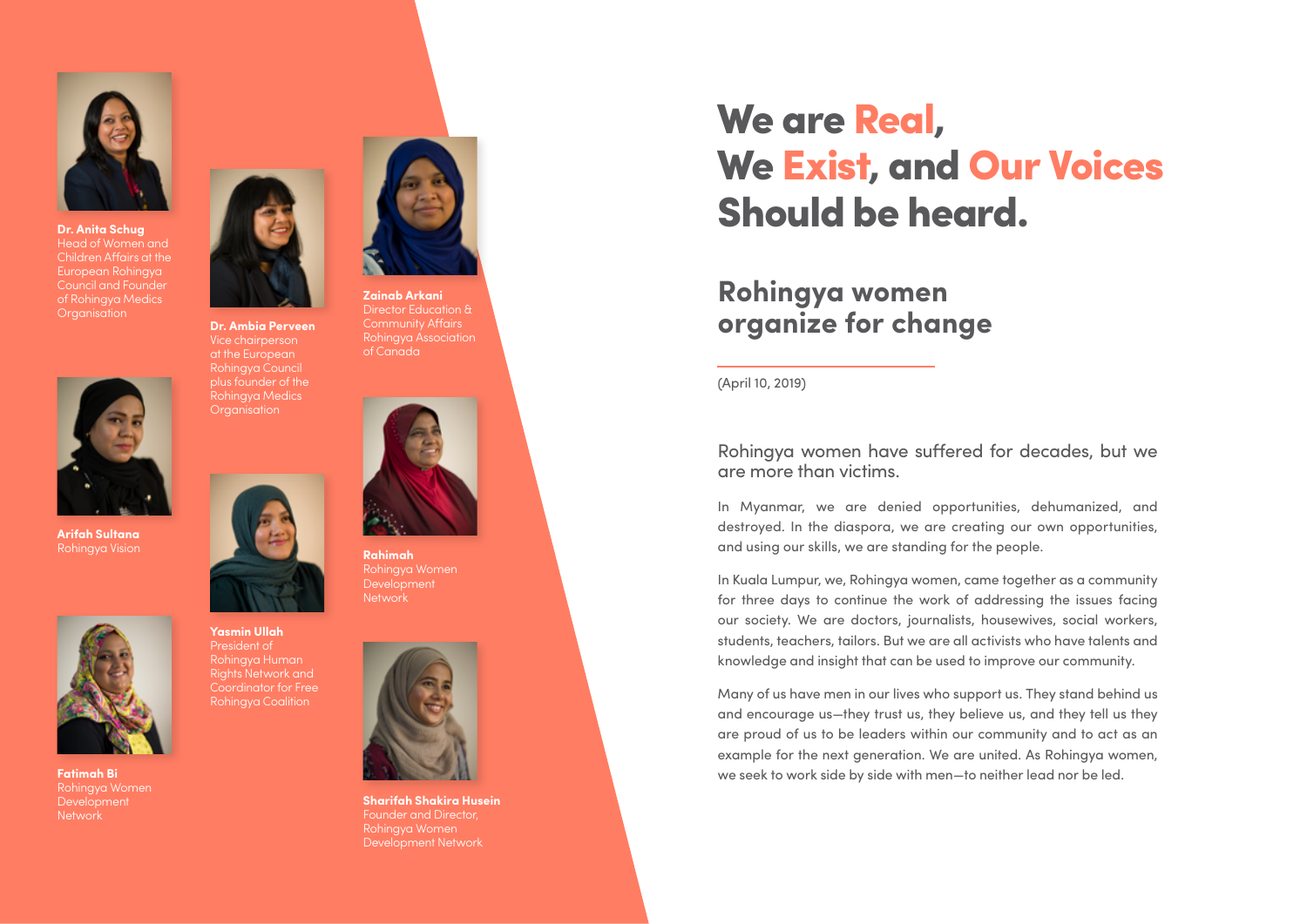# We are Real, We Exist, and Our Voices Should be heard.

## Rohingya women organize for change

(April 10, 2019)

Rohingya women have suffered for decades, but we are more than victims.

In Myanmar, we are denied opportunities, dehumanized, and destroyed. In the diaspora, we are creating our own opportunities, and using our skills, we are standing for the people.

In Kuala Lumpur, we, Rohingya women, came together as a community for three days to continue the work of addressing the issues facing our society. We are doctors, journalists, housewives, social workers, students, teachers, tailors. But we are all activists who have talents and knowledge and insight that can be used to improve our community.

Many of us have men in our lives who support us. They stand behind us and encourage us—they trust us, they believe us, and they tell us they are proud of us to be leaders within our community and to act as an example for the next generation. We are united. As Rohingya women, we seek to work side by side with men—to neither lead nor be led.

**Dr. Anita Schug**
Head of Women and Children Affairs at the European Rohingya Council and Founder of Rohingya Medics Organisation

**Dr. Ambia Perveen**
Vice chairperson at the European Rohingya Council plus founder of the Rohingya Medics Organisation

**Zainab Arkani**
Director Education & Community Affairs Rohingya Association of Canada

**Arifah Sultana**
Rohingya Vision

**Yasmin Ullah**
President of Rohingya Human Rights Network and Coordinator for Free Rohingya Coalition

**Rahimah**
Rohingya Women Development Network

**Fatimah Bi**
Rohingya Women Development Network

**Sharifah Shakira Husein**
Founder and Director, Rohingya Women Development Network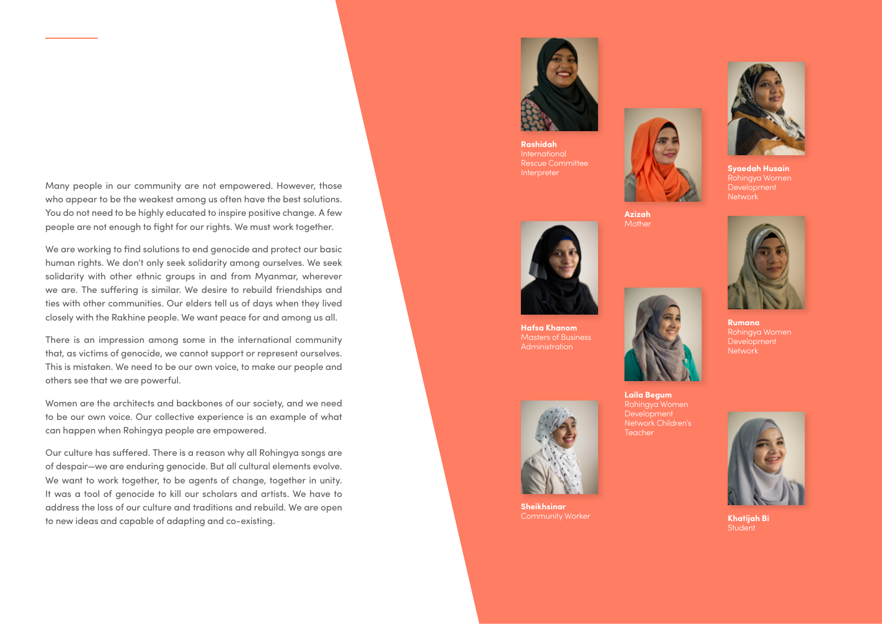Many people in our community are not empowered. However, those who appear to be the weakest among us often have the best solutions. You do not need to be highly educated to inspire positive change. A few people are not enough to fight for our rights. We must work together.

We are working to find solutions to end genocide and protect our basic human rights. We don't only seek solidarity among ourselves. We seek solidarity with other ethnic groups in and from Myanmar, wherever we are. The suffering is similar. We desire to rebuild friendships and ties with other communities. Our elders tell us of days when they lived closely with the Rakhine people. We want peace for and among us all.

There is an impression among some in the international community that, as victims of genocide, we cannot support or represent ourselves. This is mistaken. We need to be our own voice, to make our people and others see that we are powerful.

Women are the architects and backbones of our society, and we need to be our own voice. Our collective experience is an example of what can happen when Rohingya people are empowered.

Our culture has suffered. There is a reason why all Rohingya songs are of despair—we are enduring genocide. But all cultural elements evolve. We want to work together, to be agents of change, together in unity. It was a tool of genocide to kill our scholars and artists. We have to address the loss of our culture and traditions and rebuild. We are open to new ideas and capable of adapting and co-existing.

**Rashidah**
International Rescue Committee Interpreter

**Azizah**
Mother

**Syaedah Husain**
Rohingya Women Development Network

**Hafsa Khanom**
Masters of Business Administration

**Rumana**
Rohingya Women Development Network

**Laila Begum**
Rohingya Women Development Network Children's Teacher

**Sheikhsinar**
Community Worker

**Khatijah Bi**
Student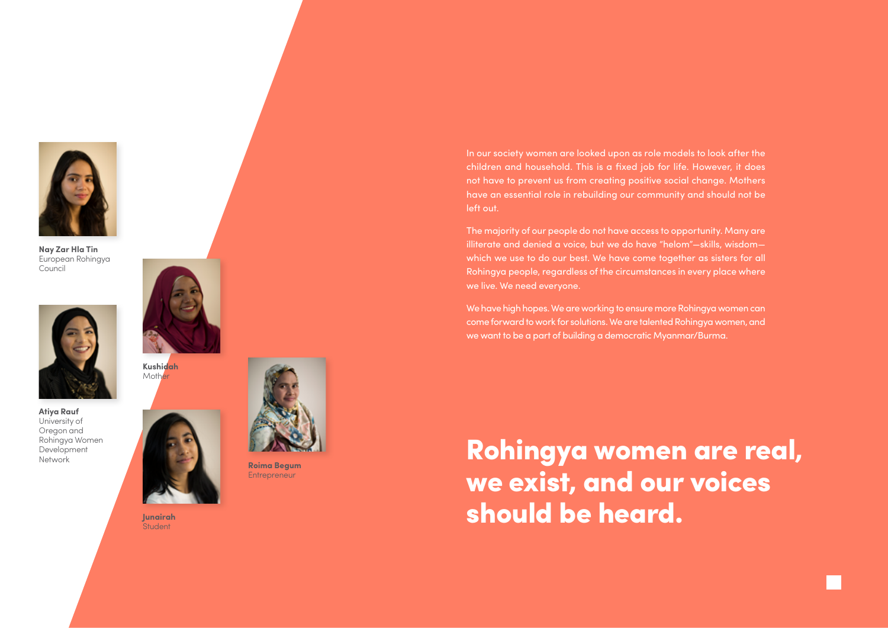**Nay Zar Hla Tin**
European Rohingya Council

**Atiya Rauf**
University of Oregon and Rohingya Women Development Network

**Kushidah**
Mother

**Junairah**
Student

**Roima Begum**
Entrepreneur

In our society women are looked upon as role models to look after the children and household. This is a fixed job for life. However, it does not have to prevent us from creating positive social change. Mothers have an essential role in rebuilding our community and should not be left out.

The majority of our people do not have access to opportunity. Many are illiterate and denied a voice, but we do have "helom"—skills, wisdom—which we use to do our best. We have come together as sisters for all Rohingya people, regardless of the circumstances in every place where we live. We need everyone.

We have high hopes. We are working to ensure more Rohingya women can come forward to work for solutions. We are talented Rohingya women, and we want to be a part of building a democratic Myanmar/Burma.

# Rohingya women are real, we exist, and our voices should be heard.